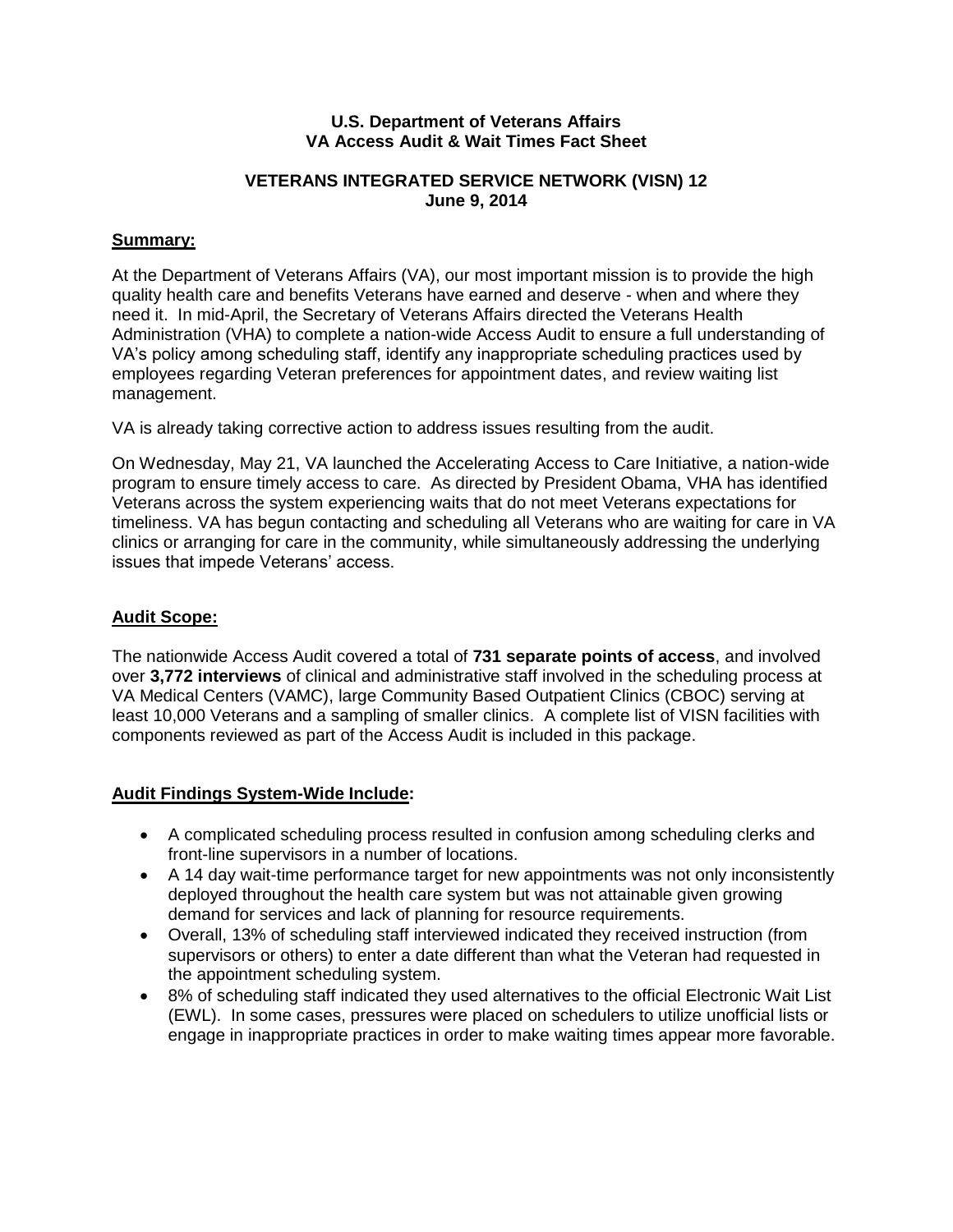**U.S. Department of Veterans Affairs**
**VA Access Audit & Wait Times Fact Sheet**

**VETERANS INTEGRATED SERVICE NETWORK (VISN) 12**
**June 9, 2014**

## Summary:

At the Department of Veterans Affairs (VA), our most important mission is to provide the high quality health care and benefits Veterans have earned and deserve - when and where they need it. In mid-April, the Secretary of Veterans Affairs directed the Veterans Health Administration (VHA) to complete a nation-wide Access Audit to ensure a full understanding of VA's policy among scheduling staff, identify any inappropriate scheduling practices used by employees regarding Veteran preferences for appointment dates, and review waiting list management.

VA is already taking corrective action to address issues resulting from the audit.

On Wednesday, May 21, VA launched the Accelerating Access to Care Initiative, a nation-wide program to ensure timely access to care. As directed by President Obama, VHA has identified Veterans across the system experiencing waits that do not meet Veterans expectations for timeliness. VA has begun contacting and scheduling all Veterans who are waiting for care in VA clinics or arranging for care in the community, while simultaneously addressing the underlying issues that impede Veterans' access.

## Audit Scope:

The nationwide Access Audit covered a total of **731 separate points of access**, and involved over **3,772 interviews** of clinical and administrative staff involved in the scheduling process at VA Medical Centers (VAMC), large Community Based Outpatient Clinics (CBOC) serving at least 10,000 Veterans and a sampling of smaller clinics. A complete list of VISN facilities with components reviewed as part of the Access Audit is included in this package.

## Audit Findings System-Wide Include:

- A complicated scheduling process resulted in confusion among scheduling clerks and front-line supervisors in a number of locations.
- A 14 day wait-time performance target for new appointments was not only inconsistently deployed throughout the health care system but was not attainable given growing demand for services and lack of planning for resource requirements.
- Overall, 13% of scheduling staff interviewed indicated they received instruction (from supervisors or others) to enter a date different than what the Veteran had requested in the appointment scheduling system.
- 8% of scheduling staff indicated they used alternatives to the official Electronic Wait List (EWL). In some cases, pressures were placed on schedulers to utilize unofficial lists or engage in inappropriate practices in order to make waiting times appear more favorable.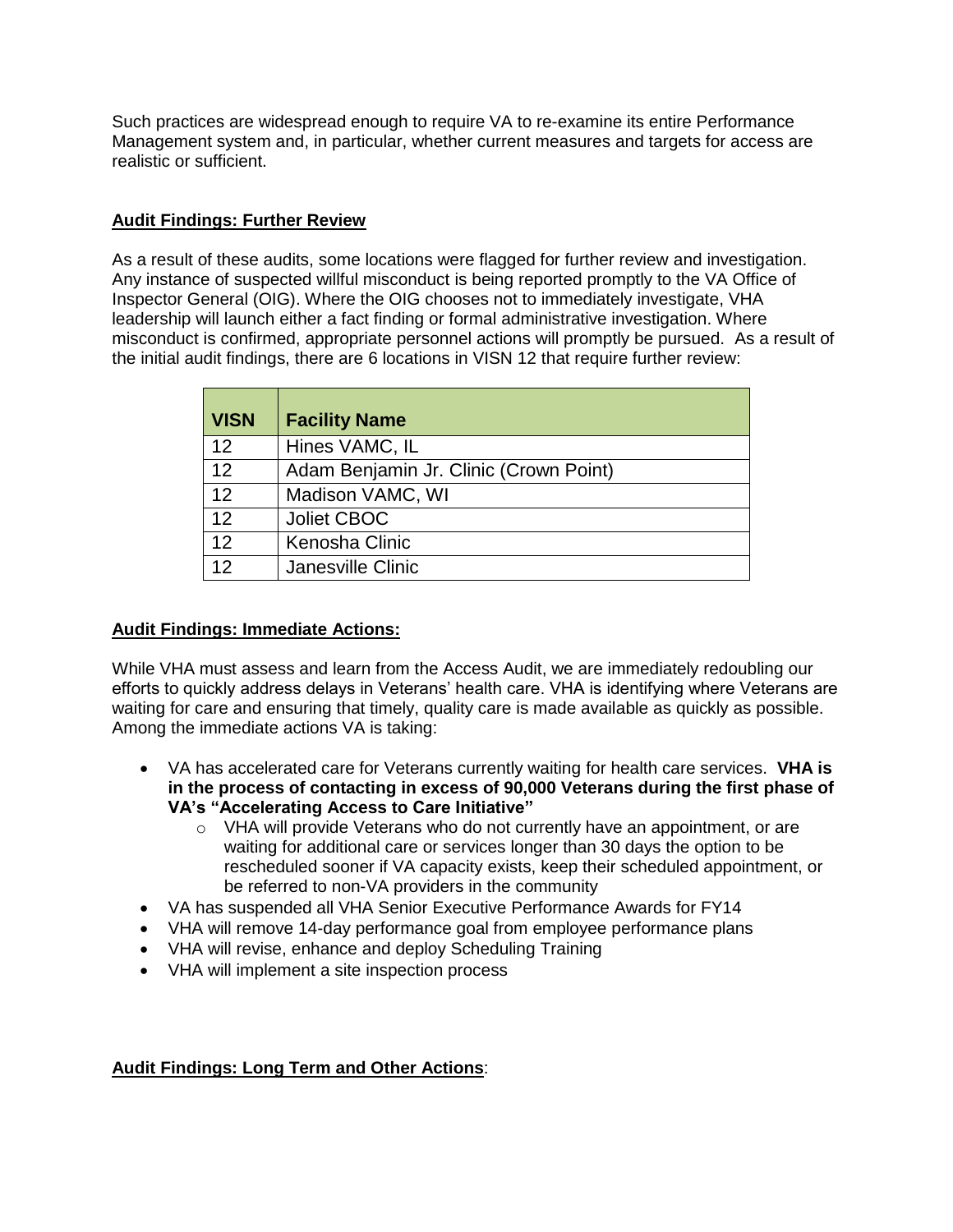Such practices are widespread enough to require VA to re-examine its entire Performance Management system and, in particular, whether current measures and targets for access are realistic or sufficient.

**Audit Findings: Further Review**

As a result of these audits, some locations were flagged for further review and investigation. Any instance of suspected willful misconduct is being reported promptly to the VA Office of Inspector General (OIG). Where the OIG chooses not to immediately investigate, VHA leadership will launch either a fact finding or formal administrative investigation. Where misconduct is confirmed, appropriate personnel actions will promptly be pursued. As a result of the initial audit findings, there are 6 locations in VISN 12 that require further review:

| VISN | Facility Name |
|---|---|
| 12 | Hines VAMC, IL |
| 12 | Adam Benjamin Jr. Clinic (Crown Point) |
| 12 | Madison VAMC, WI |
| 12 | Joliet CBOC |
| 12 | Kenosha Clinic |
| 12 | Janesville Clinic |

**Audit Findings: Immediate Actions:**

While VHA must assess and learn from the Access Audit, we are immediately redoubling our efforts to quickly address delays in Veterans' health care. VHA is identifying where Veterans are waiting for care and ensuring that timely, quality care is made available as quickly as possible. Among the immediate actions VA is taking:

- VA has accelerated care for Veterans currently waiting for health care services. **VHA is in the process of contacting in excess of 90,000 Veterans during the first phase of VA's "Accelerating Access to Care Initiative"**
    - VHA will provide Veterans who do not currently have an appointment, or are waiting for additional care or services longer than 30 days the option to be rescheduled sooner if VA capacity exists, keep their scheduled appointment, or be referred to non-VA providers in the community
- VA has suspended all VHA Senior Executive Performance Awards for FY14
- VHA will remove 14-day performance goal from employee performance plans
- VHA will revise, enhance and deploy Scheduling Training
- VHA will implement a site inspection process

**Audit Findings: Long Term and Other Actions**: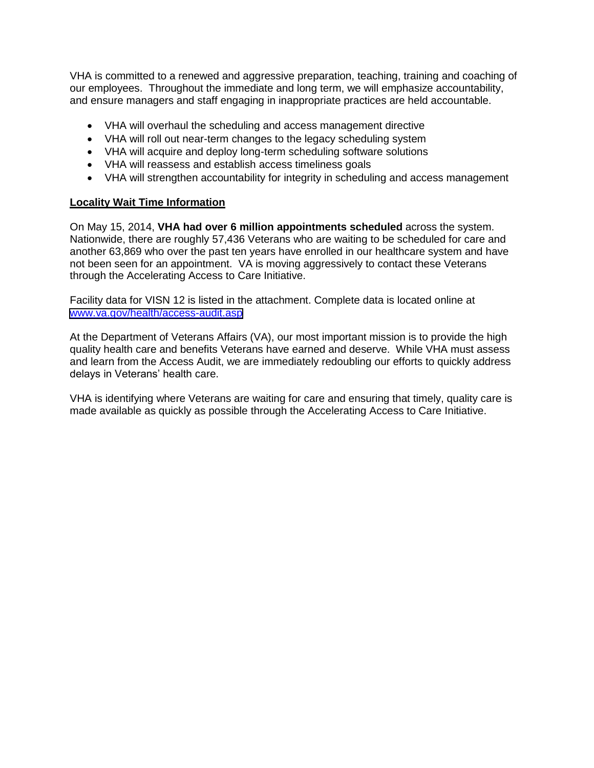VHA is committed to a renewed and aggressive preparation, teaching, training and coaching of our employees. Throughout the immediate and long term, we will emphasize accountability, and ensure managers and staff engaging in inappropriate practices are held accountable.

- VHA will overhaul the scheduling and access management directive
- VHA will roll out near-term changes to the legacy scheduling system
- VHA will acquire and deploy long-term scheduling software solutions
- VHA will reassess and establish access timeliness goals
- VHA will strengthen accountability for integrity in scheduling and access management

## Locality Wait Time Information

On May 15, 2014, **VHA had over 6 million appointments scheduled** across the system. Nationwide, there are roughly 57,436 Veterans who are waiting to be scheduled for care and another 63,869 who over the past ten years have enrolled in our healthcare system and have not been seen for an appointment. VA is moving aggressively to contact these Veterans through the Accelerating Access to Care Initiative.

Facility data for VISN 12 is listed in the attachment. Complete data is located online at [www.va.gov/health/access-audit.asp](www.va.gov/health/access-audit.asp)

At the Department of Veterans Affairs (VA), our most important mission is to provide the high quality health care and benefits Veterans have earned and deserve. While VHA must assess and learn from the Access Audit, we are immediately redoubling our efforts to quickly address delays in Veterans' health care.

VHA is identifying where Veterans are waiting for care and ensuring that timely, quality care is made available as quickly as possible through the Accelerating Access to Care Initiative.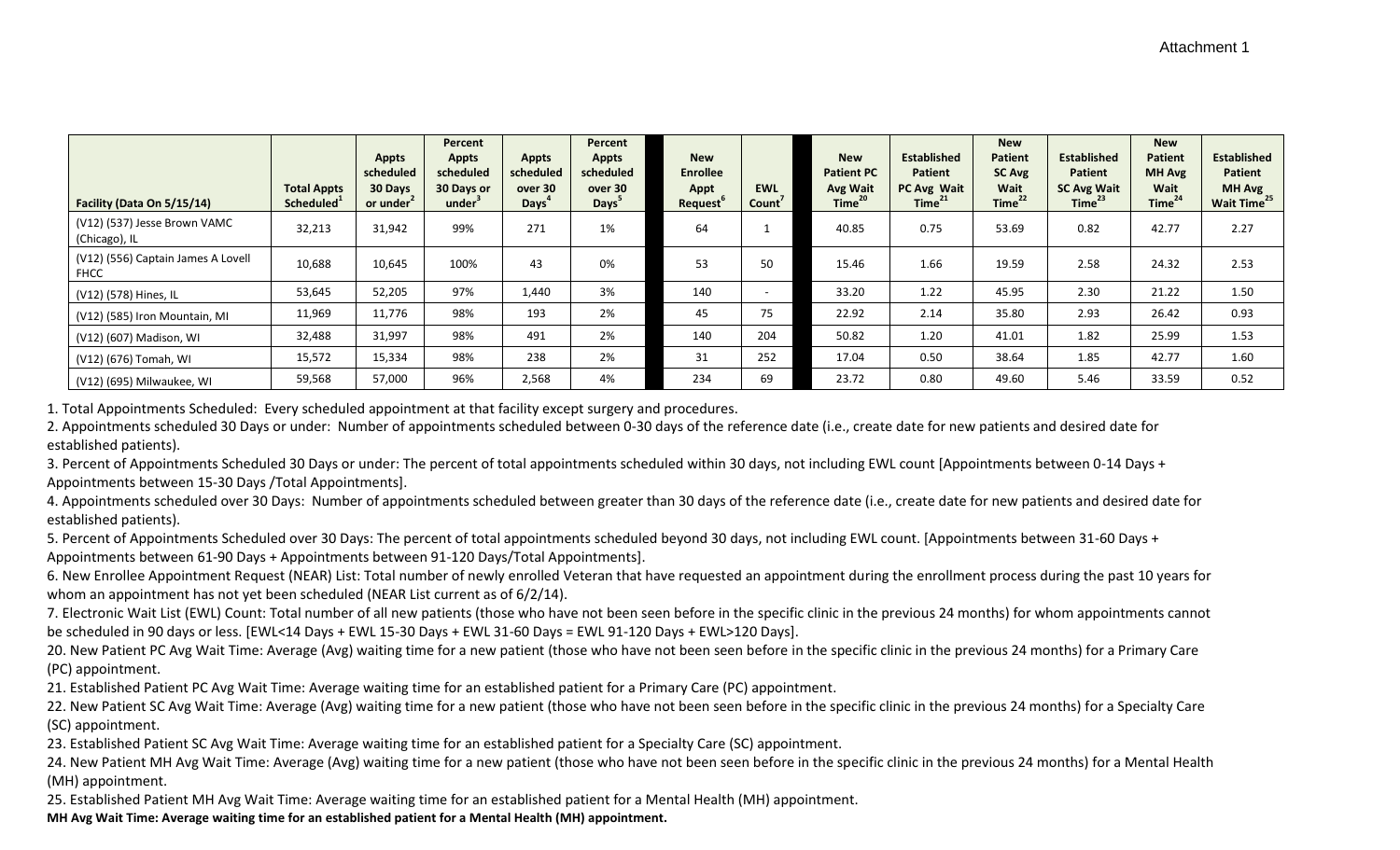Attachment 1

| Facility (Data On 5/15/14) | Total Appts Scheduled[1] | Appts scheduled 30 Days or under[2] | Percent Appts scheduled 30 Days or under[3] | Appts scheduled over 30 Days[4] | Percent Appts scheduled over 30 Days[5] | New Enrollee Appt Request[6] | EWL Count[7] | New Patient PC Avg Wait Time[20] | Established Patient PC Avg Wait Time[21] | New Patient SC Avg Wait Time[22] | Established Patient SC Avg Wait Time[23] | New Patient MH Avg Wait Time[24] | Established Patient MH Avg Wait Time[25] |
|---|---|---|---|---|---|---|---|---|---|---|---|---|---|
| (V12) (537) Jesse Brown VAMC (Chicago), IL | 32,213 | 31,942 | 99% | 271 | 1% | 64 | 1 | 40.85 | 0.75 | 53.69 | 0.82 | 42.77 | 2.27 |
| (V12) (556) Captain James A Lovell FHCC | 10,688 | 10,645 | 100% | 43 | 0% | 53 | 50 | 15.46 | 1.66 | 19.59 | 2.58 | 24.32 | 2.53 |
| (V12) (578) Hines, IL | 53,645 | 52,205 | 97% | 1,440 | 3% | 140 | - | 33.20 | 1.22 | 45.95 | 2.30 | 21.22 | 1.50 |
| (V12) (585) Iron Mountain, MI | 11,969 | 11,776 | 98% | 193 | 2% | 45 | 75 | 22.92 | 2.14 | 35.80 | 2.93 | 26.42 | 0.93 |
| (V12) (607) Madison, WI | 32,488 | 31,997 | 98% | 491 | 2% | 140 | 204 | 50.82 | 1.20 | 41.01 | 1.82 | 25.99 | 1.53 |
| (V12) (676) Tomah, WI | 15,572 | 15,334 | 98% | 238 | 2% | 31 | 252 | 17.04 | 0.50 | 38.64 | 1.85 | 42.77 | 1.60 |
| (V12) (695) Milwaukee, WI | 59,568 | 57,000 | 96% | 2,568 | 4% | 234 | 69 | 23.72 | 0.80 | 49.60 | 5.46 | 33.59 | 0.52 |

1. Total Appointments Scheduled: Every scheduled appointment at that facility except surgery and procedures.
2. Appointments scheduled 30 Days or under: Number of appointments scheduled between 0-30 days of the reference date (i.e., create date for new patients and desired date for established patients).
3. Percent of Appointments Scheduled 30 Days or under: The percent of total appointments scheduled within 30 days, not including EWL count [Appointments between 0-14 Days + Appointments between 15-30 Days /Total Appointments].
4. Appointments scheduled over 30 Days: Number of appointments scheduled between greater than 30 days of the reference date (i.e., create date for new patients and desired date for established patients).
5. Percent of Appointments Scheduled over 30 Days: The percent of total appointments scheduled beyond 30 days, not including EWL count. [Appointments between 31-60 Days + Appointments between 61-90 Days + Appointments between 91-120 Days/Total Appointments].
6. New Enrollee Appointment Request (NEAR) List: Total number of newly enrolled Veteran that have requested an appointment during the enrollment process during the past 10 years for whom an appointment has not yet been scheduled (NEAR List current as of 6/2/14).
7. Electronic Wait List (EWL) Count: Total number of all new patients (those who have not been seen before in the specific clinic in the previous 24 months) for whom appointments cannot be scheduled in 90 days or less. [EWL<14 Days + EWL 15-30 Days + EWL 31-60 Days = EWL 91-120 Days + EWL>120 Days].
20. New Patient PC Avg Wait Time: Average (Avg) waiting time for a new patient (those who have not been seen before in the specific clinic in the previous 24 months) for a Primary Care (PC) appointment.
21. Established Patient PC Avg Wait Time: Average waiting time for an established patient for a Primary Care (PC) appointment.
22. New Patient SC Avg Wait Time: Average (Avg) waiting time for a new patient (those who have not been seen before in the specific clinic in the previous 24 months) for a Specialty Care (SC) appointment.
23. Established Patient SC Avg Wait Time: Average waiting time for an established patient for a Specialty Care (SC) appointment.
24. New Patient MH Avg Wait Time: Average (Avg) waiting time for a new patient (those who have not been seen before in the specific clinic in the previous 24 months) for a Mental Health (MH) appointment.
25. Established Patient MH Avg Wait Time: Average waiting time for an established patient for a Mental Health (MH) appointment.

**MH Avg Wait Time: Average waiting time for an established patient for a Mental Health (MH) appointment.**